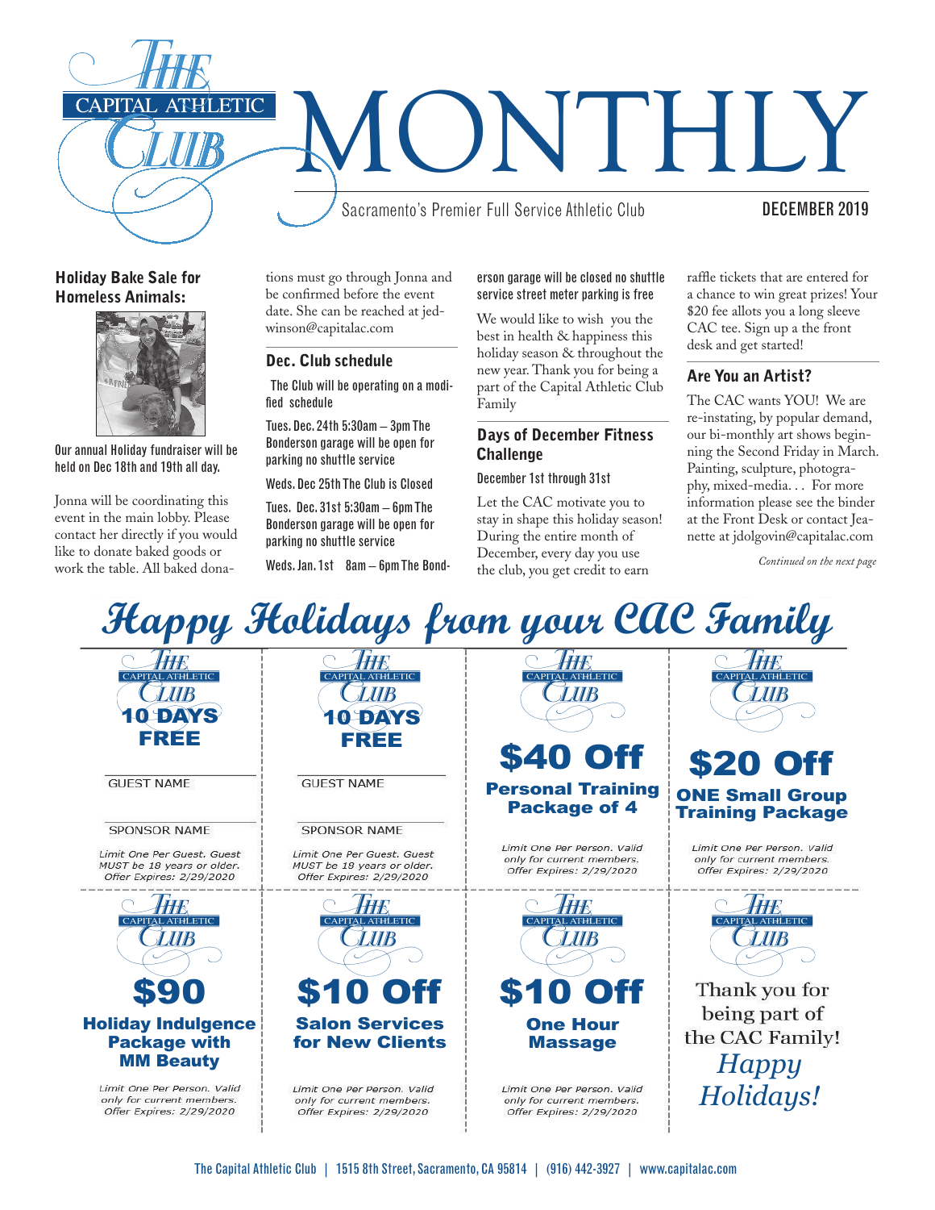# THE CAPITAL ATHLETIC CLUB MONTHLY

Sacramento's Premier Full Service Athletic Club

DECEMBER 2019

## Holiday Bake Sale for Homeless Animals:

**Our annual Holiday fundraiser will be held on Dec 18th and 19th all day.**

Jonna will be coordinating this event in the main lobby. Please contact her directly if you would like to donate baked goods or work the table. All baked donations must go through Jonna and be confirmed before the event date. She can be reached at jedwinson@capitalac.com

## Dec. Club schedule

The Club will be operating on a modified schedule

Tues. Dec. 24th 5:30am – 3pm The Bonderson garage will be open for parking no shuttle service

Weds. Dec 25th The Club is Closed

Tues. Dec. 31st 5:30am – 6pm The Bonderson garage will be open for parking no shuttle service

Weds. Jan. 1st 8am – 6pm The Bonderson garage will be closed no shuttle service street meter parking is free

We would like to wish you the best in health & happiness this holiday season & throughout the new year. Thank you for being a part of the Capital Athletic Club Family

## Days of December Fitness Challenge

December 1st through 31st

Let the CAC motivate you to stay in shape this holiday season! During the entire month of December, every day you use the club, you get credit to earn raffle tickets that are entered for a chance to win great prizes! Your $20 fee allots you a long sleeve CAC tee. Sign up a the front desk and get started!

## Are You an Artist?

The CAC wants YOU! We are re-instating, by popular demand, our bi-monthly art shows beginning the Second Friday in March. Painting, sculpture, photography, mixed-media. . . For more information please see the binder at the Front Desk or contact Jeanette at jdolgovin@capitalac.com

*Continued on the next page*

# Happy Holidays from your CAC Family

**10 DAYS FREE**

GUEST NAME

SPONSOR NAME

*Limit One Per Guest. Guest MUST be 18 years or older. Offer Expires: 2/29/2020*

**10 DAYS FREE**

GUEST NAME

SPONSOR NAME

*Limit One Per Guest. Guest MUST be 18 years or older. Offer Expires: 2/29/2020*

**$40 Off Personal Training Package of 4**

*Limit One Per Person. Valid only for current members. Offer Expires: 2/29/2020*

**$20 Off ONE Small Group Training Package**

*Limit One Per Person. Valid only for current members. Offer Expires: 2/29/2020*

**$90 Holiday Indulgence Package with MM Beauty**

*Limit One Per Person. Valid only for current members. Offer Expires: 2/29/2020*

**$10 Off Salon Services for New Clients**

*Limit One Per Person. Valid only for current members. Offer Expires: 2/29/2020*

**$10 Off One Hour Massage**

*Limit One Per Person. Valid only for current members. Offer Expires: 2/29/2020*

Thank you for being part of the CAC Family!

*Happy Holidays!*

The Capital Athletic Club | 1515 8th Street, Sacramento, CA 95814 | (916) 442-3927 | www.capitalac.com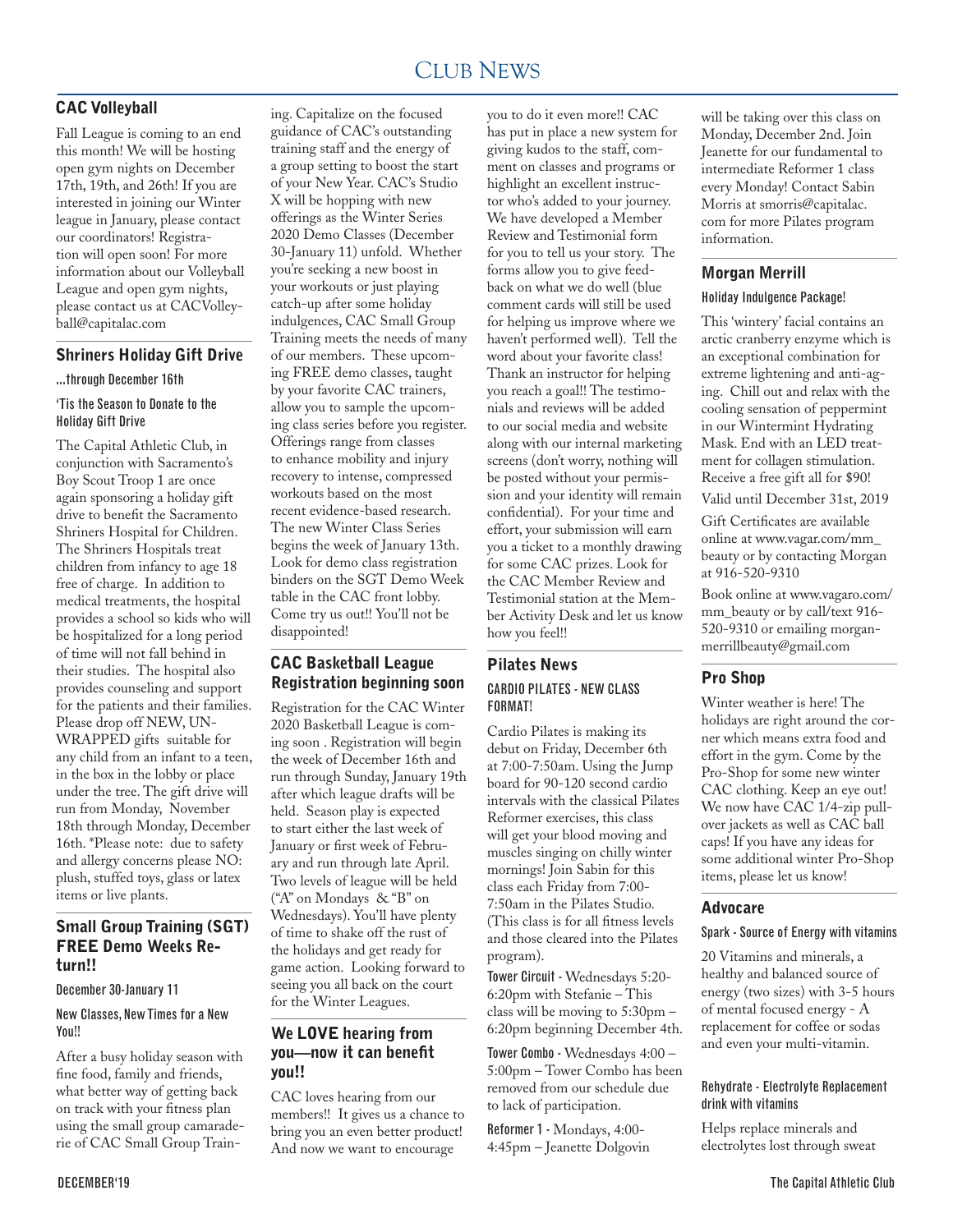# Club News

## CAC Volleyball

Fall League is coming to an end this month! We will be hosting open gym nights on December 17th, 19th, and 26th! If you are interested in joining our Winter league in January, please contact our coordinators! Registration will open soon! For more information about our Volleyball League and open gym nights, please contact us at CACVolleyball@capitalac.com

## Shriners Holiday Gift Drive

### ...through December 16th

### 'Tis the Season to Donate to the Holiday Gift Drive

The Capital Athletic Club, in conjunction with Sacramento's Boy Scout Troop 1 are once again sponsoring a holiday gift drive to benefit the Sacramento Shriners Hospital for Children. The Shriners Hospitals treat children from infancy to age 18 free of charge. In addition to medical treatments, the hospital provides a school so kids who will be hospitalized for a long period of time will not fall behind in their studies. The hospital also provides counseling and support for the patients and their families. Please drop off NEW, UNWRAPPED gifts suitable for any child from an infant to a teen, in the box in the lobby or place under the tree. The gift drive will run from Monday, November 18th through Monday, December 16th. *Please note: due to safety and allergy concerns please NO: plush, stuffed toys, glass or latex items or live plants.

## Small Group Training (SGT) FREE Demo Weeks Return!!

### December 30-January 11

### New Classes, New Times for a New You!!

After a busy holiday season with fine food, family and friends, what better way of getting back on track with your fitness plan using the small group camaraderie of CAC Small Group Training. Capitalize on the focused guidance of CAC's outstanding training staff and the energy of a group setting to boost the start of your New Year. CAC's Studio X will be hopping with new offerings as the Winter Series 2020 Demo Classes (December 30-January 11) unfold. Whether you're seeking a new boost in your workouts or just playing catch-up after some holiday indulgences, CAC Small Group Training meets the needs of many of our members. These upcoming FREE demo classes, taught by your favorite CAC trainers, allow you to sample the upcoming class series before you register. Offerings range from classes to enhance mobility and injury recovery to intense, compressed workouts based on the most recent evidence-based research. The new Winter Class Series begins the week of January 13th. Look for demo class registration binders on the SGT Demo Week table in the CAC front lobby. Come try us out!! You'll not be disappointed!

## CAC Basketball League Registration beginning soon

Registration for the CAC Winter 2020 Basketball League is coming soon . Registration will begin the week of December 16th and run through Sunday, January 19th after which league drafts will be held. Season play is expected to start either the last week of January or first week of February and run through late April. Two levels of league will be held ("A" on Mondays & "B" on Wednesdays). You'll have plenty of time to shake off the rust of the holidays and get ready for game action. Looking forward to seeing you all back on the court for the Winter Leagues.

## We LOVE hearing from you—now it can benefit you!!

CAC loves hearing from our members!! It gives us a chance to bring you an even better product! And now we want to encourage you to do it even more!! CAC has put in place a new system for giving kudos to the staff, comment on classes and programs or highlight an excellent instructor who's added to your journey. We have developed a Member Review and Testimonial form for you to tell us your story. The forms allow you to give feedback on what we do well (blue comment cards will still be used for helping us improve where we haven't performed well). Tell the word about your favorite class! Thank an instructor for helping you reach a goal!! The testimonials and reviews will be added to our social media and website along with our internal marketing screens (don't worry, nothing will be posted without your permission and your identity will remain confidential). For your time and effort, your submission will earn you a ticket to a monthly drawing for some CAC prizes. Look for the CAC Member Review and Testimonial station at the Member Activity Desk and let us know how you feel!!

## Pilates News

### CARDIO PILATES - NEW CLASS FORMAT!

Cardio Pilates is making its debut on Friday, December 6th at 7:00-7:50am. Using the Jump board for 90-120 second cardio intervals with the classical Pilates Reformer exercises, this class will get your blood moving and muscles singing on chilly winter mornings! Join Sabin for this class each Friday from 7:00-7:50am in the Pilates Studio. (This class is for all fitness levels and those cleared into the Pilates program).

**Tower Circuit** - Wednesdays 5:20-6:20pm with Stefanie – This class will be moving to 5:30pm – 6:20pm beginning December 4th.

**Tower Combo** - Wednesdays 4:00 – 5:00pm – Tower Combo has been removed from our schedule due to lack of participation.

**Reformer 1** - Mondays, 4:00-4:45pm – Jeanette Dolgovin will be taking over this class on Monday, December 2nd. Join Jeanette for our fundamental to intermediate Reformer 1 class every Monday! Contact Sabin Morris at smorris@capitalac.com for more Pilates program information.

## Morgan Merrill

### Holiday Indulgence Package!

This 'wintery' facial contains an arctic cranberry enzyme which is an exceptional combination for extreme lightening and anti-aging. Chill out and relax with the cooling sensation of peppermint in our Wintermint Hydrating Mask. End with an LED treatment for collagen stimulation. Receive a free gift all for $90!

Valid until December 31st, 2019

Gift Certificates are available online at www.vagar.com/mm_beauty or by contacting Morgan at 916-520-9310

Book online at www.vagaro.com/mm_beauty or by call/text 916-520-9310 or emailing morganmerrillbeauty@gmail.com

## Pro Shop

Winter weather is here! The holidays are right around the corner which means extra food and effort in the gym. Come by the Pro-Shop for some new winter CAC clothing. Keep an eye out! We now have CAC 1/4-zip pullover jackets as well as CAC ball caps! If you have any ideas for some additional winter Pro-Shop items, please let us know!

## Advocare

### Spark - Source of Energy with vitamins

20 Vitamins and minerals, a healthy and balanced source of energy (two sizes) with 3-5 hours of mental focused energy - A replacement for coffee or sodas and even your multi-vitamin.

### Rehydrate - Electrolyte Replacement drink with vitamins

Helps replace minerals and electrolytes lost through sweat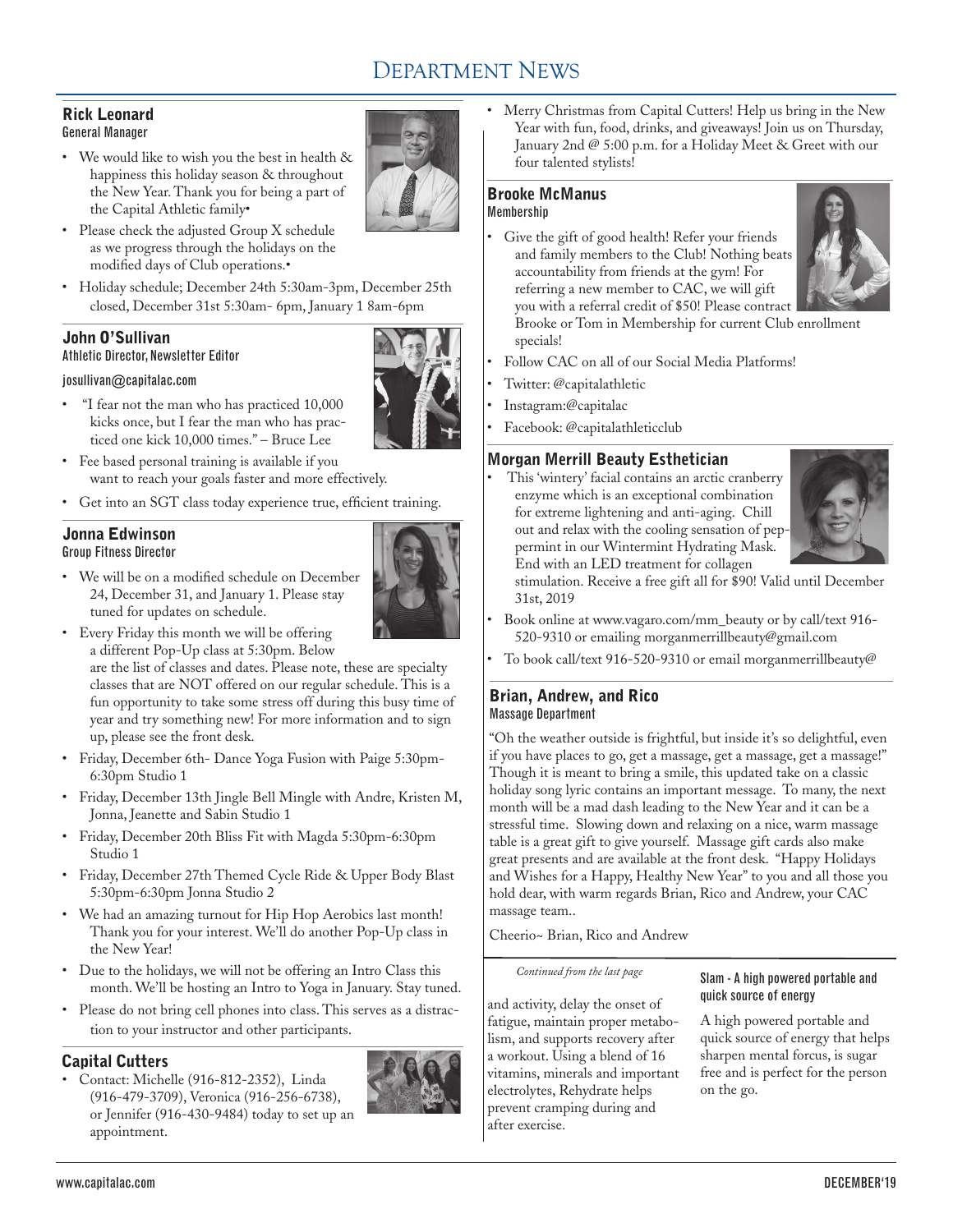# Department News

## Rick Leonard
General Manager

- We would like to wish you the best in health & happiness this holiday season & throughout the New Year. Thank you for being a part of the Capital Athletic family•
- Please check the adjusted Group X schedule as we progress through the holidays on the modified days of Club operations.•
- Holiday schedule; December 24th 5:30am-3pm, December 25th closed, December 31st 5:30am- 6pm, January 1 8am-6pm

## John O'Sullivan
Athletic Director, Newsletter Editor

josullivan@capitalac.com

- "I fear not the man who has practiced 10,000 kicks once, but I fear the man who has practiced one kick 10,000 times." – Bruce Lee
- Fee based personal training is available if you want to reach your goals faster and more effectively.
- Get into an SGT class today experience true, efficient training.

## Jonna Edwinson
Group Fitness Director

- We will be on a modified schedule on December 24, December 31, and January 1. Please stay tuned for updates on schedule.
- Every Friday this month we will be offering a different Pop-Up class at 5:30pm. Below are the list of classes and dates. Please note, these are specialty classes that are NOT offered on our regular schedule. This is a fun opportunity to take some stress off during this busy time of year and try something new! For more information and to sign up, please see the front desk.
- Friday, December 6th- Dance Yoga Fusion with Paige 5:30pm-6:30pm Studio 1
- Friday, December 13th Jingle Bell Mingle with Andre, Kristen M, Jonna, Jeanette and Sabin Studio 1
- Friday, December 20th Bliss Fit with Magda 5:30pm-6:30pm Studio 1
- Friday, December 27th Themed Cycle Ride & Upper Body Blast 5:30pm-6:30pm Jonna Studio 2
- We had an amazing turnout for Hip Hop Aerobics last month! Thank you for your interest. We'll do another Pop-Up class in the New Year!
- Due to the holidays, we will not be offering an Intro Class this month. We'll be hosting an Intro to Yoga in January. Stay tuned.
- Please do not bring cell phones into class. This serves as a distraction to your instructor and other participants.

## Capital Cutters

- Contact: Michelle (916-812-2352), Linda (916-479-3709), Veronica (916-256-6738), or Jennifer (916-430-9484) today to set up an appointment.
- Merry Christmas from Capital Cutters! Help us bring in the New Year with fun, food, drinks, and giveaways! Join us on Thursday, January 2nd @ 5:00 p.m. for a Holiday Meet & Greet with our four talented stylists!

## Brooke McManus
Membership

- Give the gift of good health! Refer your friends and family members to the Club! Nothing beats accountability from friends at the gym! For referring a new member to CAC, we will gift you with a referral credit of $50! Please contract Brooke or Tom in Membership for current Club enrollment specials!
- Follow CAC on all of our Social Media Platforms!
- Twitter: @capitalathletic
- Instagram:@capitalac
- Facebook: @capitalathleticclub

## Morgan Merrill Beauty Esthetician

- This 'wintery' facial contains an arctic cranberry enzyme which is an exceptional combination for extreme lightening and anti-aging. Chill out and relax with the cooling sensation of peppermint in our Wintermint Hydrating Mask. End with an LED treatment for collagen stimulation. Receive a free gift all for $90! Valid until December 31st, 2019
- Book online at www.vagaro.com/mm_beauty or by call/text 916-520-9310 or emailing morganmerrillbeauty@gmail.com
- To book call/text 916-520-9310 or email morganmerrillbeauty@

## Brian, Andrew, and Rico
Massage Department

"Oh the weather outside is frightful, but inside it's so delightful, even if you have places to go, get a massage, get a massage, get a massage!" Though it is meant to bring a smile, this updated take on a classic holiday song lyric contains an important message. To many, the next month will be a mad dash leading to the New Year and it can be a stressful time. Slowing down and relaxing on a nice, warm massage table is a great gift to give yourself. Massage gift cards also make great presents and are available at the front desk. "Happy Holidays and Wishes for a Happy, Healthy New Year" to you and all those you hold dear, with warm regards Brian, Rico and Andrew, your CAC massage team..

Cheerio~ Brian, Rico and Andrew

*Continued from the last page*

and activity, delay the onset of fatigue, maintain proper metabolism, and supports recovery after a workout. Using a blend of 16 vitamins, minerals and important electrolytes, Rehydrate helps prevent cramping during and after exercise.

### Slam - A high powered portable and quick source of energy

A high powered portable and quick source of energy that helps sharpen mental forcus, is sugar free and is perfect for the person on the go.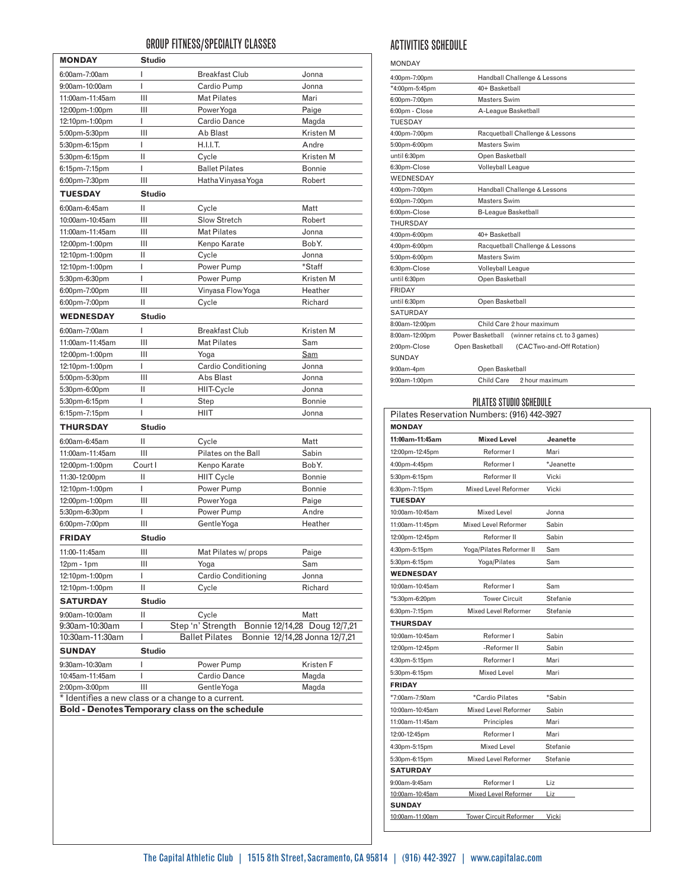## GROUP FITNESS/SPECIALTY CLASSES

| MONDAY | Studio | | |
|---|---|---|---|
| 6:00am-7:00am | I | Breakfast Club | Jonna |
| 9:00am-10:00am | I | Cardio Pump | Jonna |
| 11:00am-11:45am | III | Mat Pilates | Mari |
| 12:00pm-1:00pm | III | Power Yoga | Paige |
| 12:10pm-1:00pm | I | Cardio Dance | Magda |
| 5:00pm-5:30pm | III | Ab Blast | Kristen M |
| 5:30pm-6:15pm | I | H.I.I.T. | Andre |
| 5:30pm-6:15pm | II | Cycle | Kristen M |
| 6:15pm-7:15pm | I | Ballet Pilates | Bonnie |
| 6:00pm-7:30pm | III | Hatha Vinyasa Yoga | Robert |
| **TUESDAY** | **Studio** | | |
| 6:00am-6:45am | II | Cycle | Matt |
| 10:00am-10:45am | III | Slow Stretch | Robert |
| 11:00am-11:45am | III | Mat Pilates | Jonna |
| 12:00pm-1:00pm | III | Kenpo Karate | Bob Y. |
| 12:10pm-1:00pm | II | Cycle | Jonna |
| 12:10pm-1:00pm | I | Power Pump | *Staff |
| 5:30pm-6:30pm | I | Power Pump | Kristen M |
| 6:00pm-7:00pm | III | Vinyasa Flow Yoga | Heather |
| 6:00pm-7:00pm | II | Cycle | Richard |
| **WEDNESDAY** | **Studio** | | |
| 6:00am-7:00am | I | Breakfast Club | Kristen M |
| 11:00am-11:45am | III | Mat Pilates | Sam |
| 12:00pm-1:00pm | III | Yoga | Sam |
| 12:10pm-1:00pm | I | Cardio Conditioning | Jonna |
| 5:00pm-5:30pm | III | Abs Blast | Jonna |
| 5:30pm-6:00pm | II | HIIT-Cycle | Jonna |
| 5:30pm-6:15pm | I | Step | Bonnie |
| 6:15pm-7:15pm | I | HIIT | Jonna |
| **THURSDAY** | **Studio** | | |
| 6:00am-6:45am | II | Cycle | Matt |
| 11:00am-11:45am | III | Pilates on the Ball | Sabin |
| 12:00pm-1:00pm | Court I | Kenpo Karate | Bob Y. |
| 11:30-12:00pm | II | HIIT Cycle | Bonnie |
| 12:10pm-1:00pm | I | Power Pump | Bonnie |
| 12:00pm-1:00pm | III | Power Yoga | Paige |
| 5:30pm-6:30pm | I | Power Pump | Andre |
| 6:00pm-7:00pm | III | Gentle Yoga | Heather |
| **FRIDAY** | **Studio** | | |
| 11:00-11:45am | III | Mat Pilates w/ props | Paige |
| 12pm - 1pm | III | Yoga | Sam |
| 12:10pm-1:00pm | I | Cardio Conditioning | Jonna |
| 12:10pm-1:00pm | II | Cycle | Richard |
| **SATURDAY** | **Studio** | | |
| 9:00am-10:00am | II | Cycle | Matt |
| 9:30am-10:30am | I | Step 'n' Strength | Bonnie 12/14,28 Doug 12/7,21 |
| 10:30am-11:30am | I | Ballet Pilates | Bonnie 12/14,28 Jonna 12/7,21 |
| **SUNDAY** | **Studio** | | |
| 9:30am-10:30am | I | Power Pump | Kristen F |
| 10:45am-11:45am | I | Cardio Dance | Magda |
| 2:00pm-3:00pm | III | Gentle Yoga | Magda |

\* Identifies a new class or a change to a current.

**Bold - Denotes Temporary class on the schedule**

## ACTIVITIES SCHEDULE

| | |
|---|---|
| MONDAY | |
| 4:00pm-7:00pm | Handball Challenge & Lessons |
| *4:00pm-5:45pm | 40+ Basketball |
| 6:00pm-7:00pm | Masters Swim |
| 6:00pm - Close | A-League Basketball |
| TUESDAY | |
| 4:00pm-7:00pm | Racquetball Challenge & Lessons |
| 5:00pm-6:00pm | Masters Swim |
| until 6:30pm | Open Basketball |
| 6:30pm-Close | Volleyball League |
| WEDNESDAY | |
| 4:00pm-7:00pm | Handball Challenge & Lessons |
| 6:00pm-7:00pm | Masters Swim |
| 6:00pm-Close | B-League Basketball |
| THURSDAY | |
| 4:00pm-6:00pm | 40+ Basketball |
| 4:00pm-6:00pm | Racquetball Challenge & Lessons |
| 5:00pm-6:00pm | Masters Swim |
| 6:30pm-Close | Volleyball League |
| until 6:30pm | Open Basketball |
| FRIDAY | |
| until 6:30pm | Open Basketball |
| SATURDAY | |
| 8:00am-12:00pm | Child Care 2 hour maximum |
| 8:00am-12:00pm | Power Basketball (winner retains ct. to 3 games) |
| 2:00pm-Close | Open Basketball (CAC Two-and-Off Rotation) |
| SUNDAY | |
| 9:00am-4pm | Open Basketball |
| 9:00am-1:00pm | Child Care 2 hour maximum |

## PILATES STUDIO SCHEDULE

Pilates Reservation Numbers: (916) 442-3927

| MONDAY | | |
|---|---|---|
| **11:00am-11:45am** | **Mixed Level** | **Jeanette** |
| 12:00pm-12:45pm | Reformer I | Mari |
| 4:00pm-4:45pm | Reformer I | *Jeanette |
| 5:30pm-6:15pm | Reformer II | Vicki |
| 6:30pm-7:15pm | Mixed Level Reformer | Vicki |
| **TUESDAY** | | |
| 10:00am-10:45am | Mixed Level | Jonna |
| 11:00am-11:45pm | Mixed Level Reformer | Sabin |
| 12:00pm-12:45pm | Reformer II | Sabin |
| 4:30pm-5:15pm | Yoga/Pilates Reformer II | Sam |
| 5:30pm-6:15pm | Yoga/Pilates | Sam |
| **WEDNESDAY** | | |
| 10:00am-10:45am | Reformer I | Sam |
| *5:30pm-6:20pm | Tower Circuit | Stefanie |
| 6:30pm-7:15pm | Mixed Level Reformer | Stefanie |
| **THURSDAY** | | |
| 10:00am-10:45am | Reformer I | Sabin |
| 12:00pm-12:45pm | -Reformer II | Sabin |
| 4:30pm-5:15pm | Reformer I | Mari |
| 5:30pm-6:15pm | Mixed Level | Mari |
| **FRIDAY** | | |
| *7:00am-7:50am | *Cardio Pilates | *Sabin |
| 10:00am-10:45am | Mixed Level Reformer | Sabin |
| 11:00am-11:45am | Principles | Mari |
| 12:00-12:45pm | Reformer I | Mari |
| 4:30pm-5:15pm | Mixed Level | Stefanie |
| 5:30pm-6:15pm | Mixed Level Reformer | Stefanie |
| **SATURDAY** | | |
| 9:00am-9:45am | Reformer I | Liz |
| 10:00am-10:45am | Mixed Level Reformer | Liz |
| **SUNDAY** | | |
| 10:00am-11:00am | Tower Circuit Reformer | Vicki |

The Capital Athletic Club | 1515 8th Street, Sacramento, CA 95814 | (916) 442-3927 | www.capitalac.com